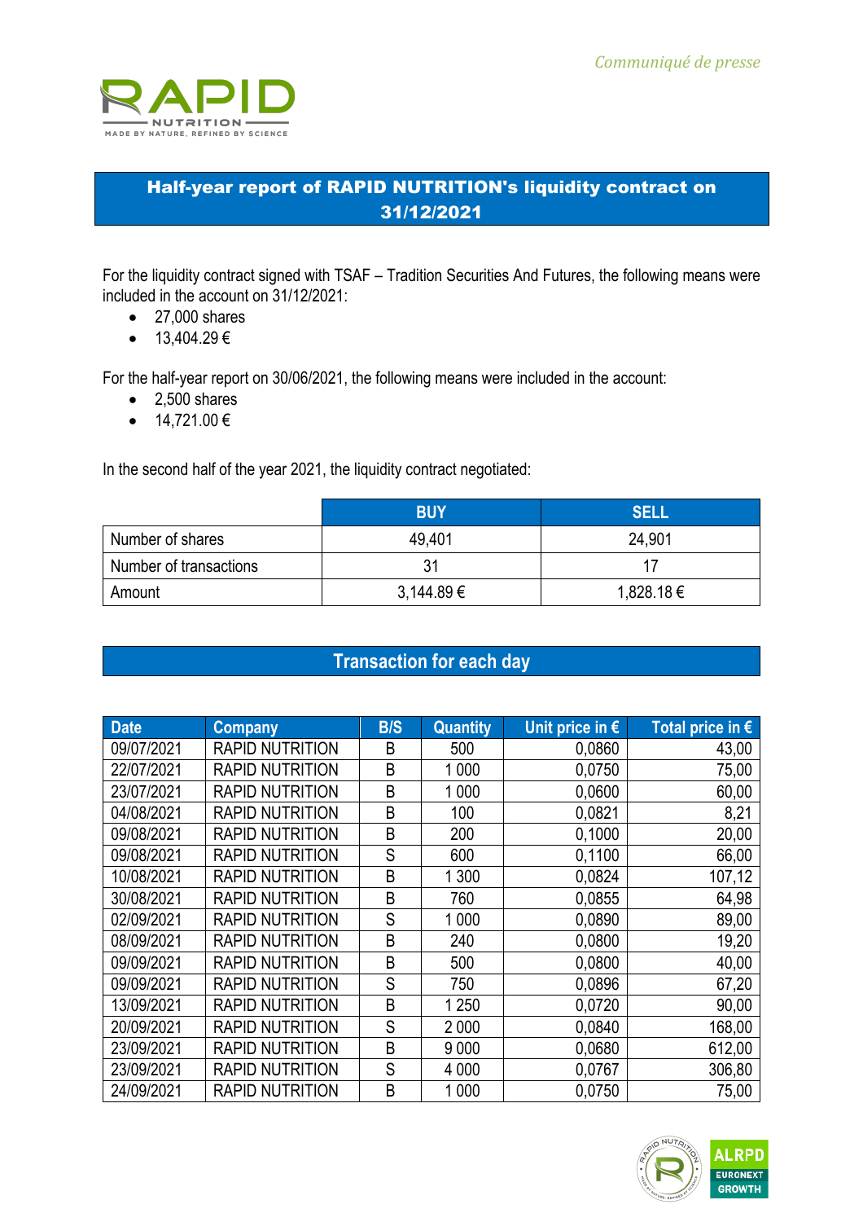*Communiqué de presse*

## Half-year report of RAPID NUTRITION's liquidity contract on 31/12/2021

For the liquidity contract signed with TSAF – Tradition Securities And Futures, the following means were included in the account on 31/12/2021:

- 27,000 shares
- 13,404.29 €

For the half-year report on 30/06/2021, the following means were included in the account:

- 2,500 shares
- 14,721.00 €

In the second half of the year 2021, the liquidity contract negotiated:

| | BUY | SELL |
|---|---|---|
| Number of shares | 49,401 | 24,901 |
| Number of transactions | 31 | 17 |
| Amount | 3,144.89 € | 1,828.18 € |

## Transaction for each day

| Date | Company | B/S | Quantity | Unit price in € | Total price in € |
|---|---|---|---|---|---|
| 09/07/2021 | RAPID NUTRITION | B | 500 | 0,0860 | 43,00 |
| 22/07/2021 | RAPID NUTRITION | B | 1 000 | 0,0750 | 75,00 |
| 23/07/2021 | RAPID NUTRITION | B | 1 000 | 0,0600 | 60,00 |
| 04/08/2021 | RAPID NUTRITION | B | 100 | 0,0821 | 8,21 |
| 09/08/2021 | RAPID NUTRITION | B | 200 | 0,1000 | 20,00 |
| 09/08/2021 | RAPID NUTRITION | S | 600 | 0,1100 | 66,00 |
| 10/08/2021 | RAPID NUTRITION | B | 1 300 | 0,0824 | 107,12 |
| 30/08/2021 | RAPID NUTRITION | B | 760 | 0,0855 | 64,98 |
| 02/09/2021 | RAPID NUTRITION | S | 1 000 | 0,0890 | 89,00 |
| 08/09/2021 | RAPID NUTRITION | B | 240 | 0,0800 | 19,20 |
| 09/09/2021 | RAPID NUTRITION | B | 500 | 0,0800 | 40,00 |
| 09/09/2021 | RAPID NUTRITION | S | 750 | 0,0896 | 67,20 |
| 13/09/2021 | RAPID NUTRITION | B | 1 250 | 0,0720 | 90,00 |
| 20/09/2021 | RAPID NUTRITION | S | 2 000 | 0,0840 | 168,00 |
| 23/09/2021 | RAPID NUTRITION | B | 9 000 | 0,0680 | 612,00 |
| 23/09/2021 | RAPID NUTRITION | S | 4 000 | 0,0767 | 306,80 |
| 24/09/2021 | RAPID NUTRITION | B | 1 000 | 0,0750 | 75,00 |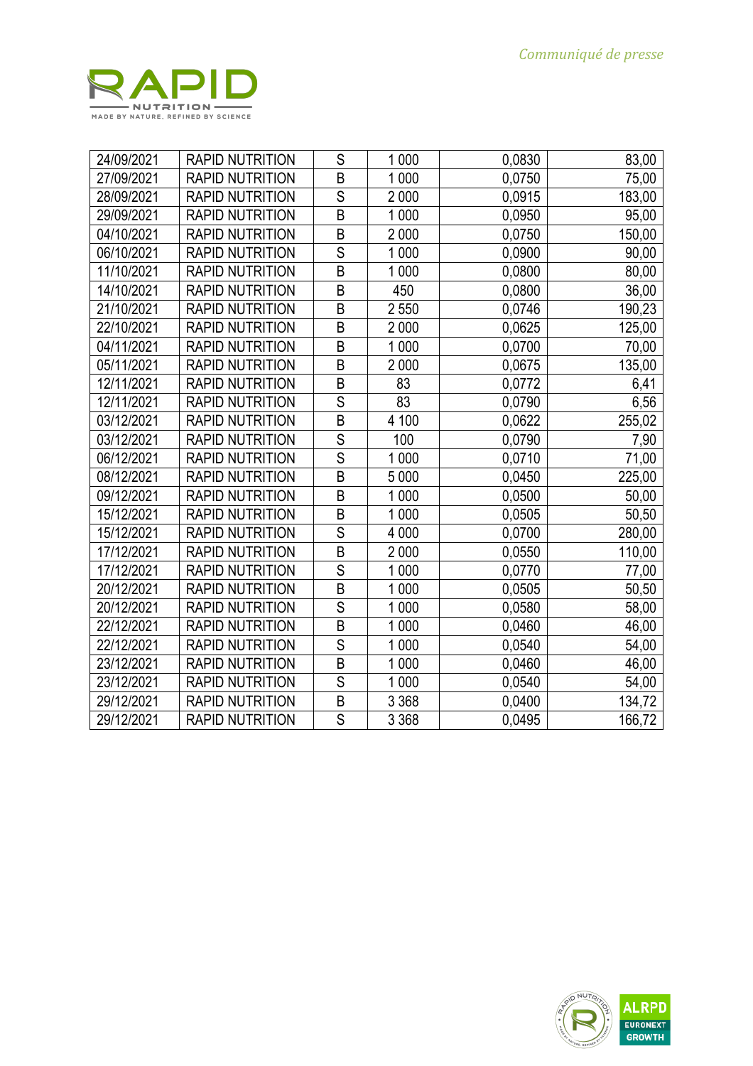| | | | | | |
|---|---|---|---|---|---|
| 24/09/2021 | RAPID NUTRITION | S | 1 000 | 0,0830 | 83,00 |
| 27/09/2021 | RAPID NUTRITION | B | 1 000 | 0,0750 | 75,00 |
| 28/09/2021 | RAPID NUTRITION | S | 2 000 | 0,0915 | 183,00 |
| 29/09/2021 | RAPID NUTRITION | B | 1 000 | 0,0950 | 95,00 |
| 04/10/2021 | RAPID NUTRITION | B | 2 000 | 0,0750 | 150,00 |
| 06/10/2021 | RAPID NUTRITION | S | 1 000 | 0,0900 | 90,00 |
| 11/10/2021 | RAPID NUTRITION | B | 1 000 | 0,0800 | 80,00 |
| 14/10/2021 | RAPID NUTRITION | B | 450 | 0,0800 | 36,00 |
| 21/10/2021 | RAPID NUTRITION | B | 2 550 | 0,0746 | 190,23 |
| 22/10/2021 | RAPID NUTRITION | B | 2 000 | 0,0625 | 125,00 |
| 04/11/2021 | RAPID NUTRITION | B | 1 000 | 0,0700 | 70,00 |
| 05/11/2021 | RAPID NUTRITION | B | 2 000 | 0,0675 | 135,00 |
| 12/11/2021 | RAPID NUTRITION | B | 83 | 0,0772 | 6,41 |
| 12/11/2021 | RAPID NUTRITION | S | 83 | 0,0790 | 6,56 |
| 03/12/2021 | RAPID NUTRITION | B | 4 100 | 0,0622 | 255,02 |
| 03/12/2021 | RAPID NUTRITION | S | 100 | 0,0790 | 7,90 |
| 06/12/2021 | RAPID NUTRITION | S | 1 000 | 0,0710 | 71,00 |
| 08/12/2021 | RAPID NUTRITION | B | 5 000 | 0,0450 | 225,00 |
| 09/12/2021 | RAPID NUTRITION | B | 1 000 | 0,0500 | 50,00 |
| 15/12/2021 | RAPID NUTRITION | B | 1 000 | 0,0505 | 50,50 |
| 15/12/2021 | RAPID NUTRITION | S | 4 000 | 0,0700 | 280,00 |
| 17/12/2021 | RAPID NUTRITION | B | 2 000 | 0,0550 | 110,00 |
| 17/12/2021 | RAPID NUTRITION | S | 1 000 | 0,0770 | 77,00 |
| 20/12/2021 | RAPID NUTRITION | B | 1 000 | 0,0505 | 50,50 |
| 20/12/2021 | RAPID NUTRITION | S | 1 000 | 0,0580 | 58,00 |
| 22/12/2021 | RAPID NUTRITION | B | 1 000 | 0,0460 | 46,00 |
| 22/12/2021 | RAPID NUTRITION | S | 1 000 | 0,0540 | 54,00 |
| 23/12/2021 | RAPID NUTRITION | B | 1 000 | 0,0460 | 46,00 |
| 23/12/2021 | RAPID NUTRITION | S | 1 000 | 0,0540 | 54,00 |
| 29/12/2021 | RAPID NUTRITION | B | 3 368 | 0,0400 | 134,72 |
| 29/12/2021 | RAPID NUTRITION | S | 3 368 | 0,0495 | 166,72 |